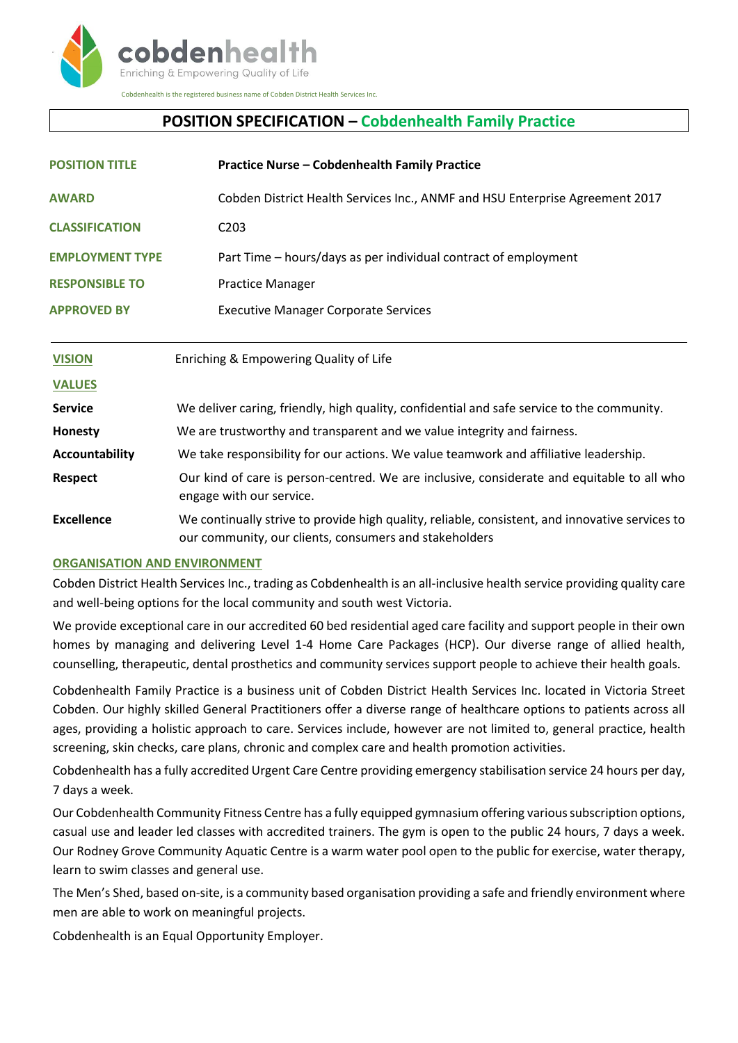cobdenhealth

Enriching & Empowering Quality of Life

Cobdenhealth is the registered business name of Cobden District Health Services Inc.

# POSITION SPECIFICATION – Cobdenhealth Family Practice

| | |
|---|---|
| **POSITION TITLE** | **Practice Nurse – Cobdenhealth Family Practice** |
| **AWARD** | Cobden District Health Services Inc., ANMF and HSU Enterprise Agreement 2017 |
| **CLASSIFICATION** | C203 |
| **EMPLOYMENT TYPE** | Part Time – hours/days as per individual contract of employment |
| **RESPONSIBLE TO** | Practice Manager |
| **APPROVED BY** | Executive Manager Corporate Services |

| | |
|---|---|
| **VISION** | Enriching & Empowering Quality of Life |
| **VALUES** | |
| **Service** | We deliver caring, friendly, high quality, confidential and safe service to the community. |
| **Honesty** | We are trustworthy and transparent and we value integrity and fairness. |
| **Accountability** | We take responsibility for our actions. We value teamwork and affiliative leadership. |
| **Respect** | Our kind of care is person-centred. We are inclusive, considerate and equitable to all who engage with our service. |
| **Excellence** | We continually strive to provide high quality, reliable, consistent, and innovative services to our community, our clients, consumers and stakeholders |

## ORGANISATION AND ENVIRONMENT

Cobden District Health Services Inc., trading as Cobdenhealth is an all-inclusive health service providing quality care and well-being options for the local community and south west Victoria.

We provide exceptional care in our accredited 60 bed residential aged care facility and support people in their own homes by managing and delivering Level 1-4 Home Care Packages (HCP). Our diverse range of allied health, counselling, therapeutic, dental prosthetics and community services support people to achieve their health goals.

Cobdenhealth Family Practice is a business unit of Cobden District Health Services Inc. located in Victoria Street Cobden. Our highly skilled General Practitioners offer a diverse range of healthcare options to patients across all ages, providing a holistic approach to care. Services include, however are not limited to, general practice, health screening, skin checks, care plans, chronic and complex care and health promotion activities.

Cobdenhealth has a fully accredited Urgent Care Centre providing emergency stabilisation service 24 hours per day, 7 days a week.

Our Cobdenhealth Community Fitness Centre has a fully equipped gymnasium offering various subscription options, casual use and leader led classes with accredited trainers. The gym is open to the public 24 hours, 7 days a week. Our Rodney Grove Community Aquatic Centre is a warm water pool open to the public for exercise, water therapy, learn to swim classes and general use.

The Men's Shed, based on-site, is a community based organisation providing a safe and friendly environment where men are able to work on meaningful projects.

Cobdenhealth is an Equal Opportunity Employer.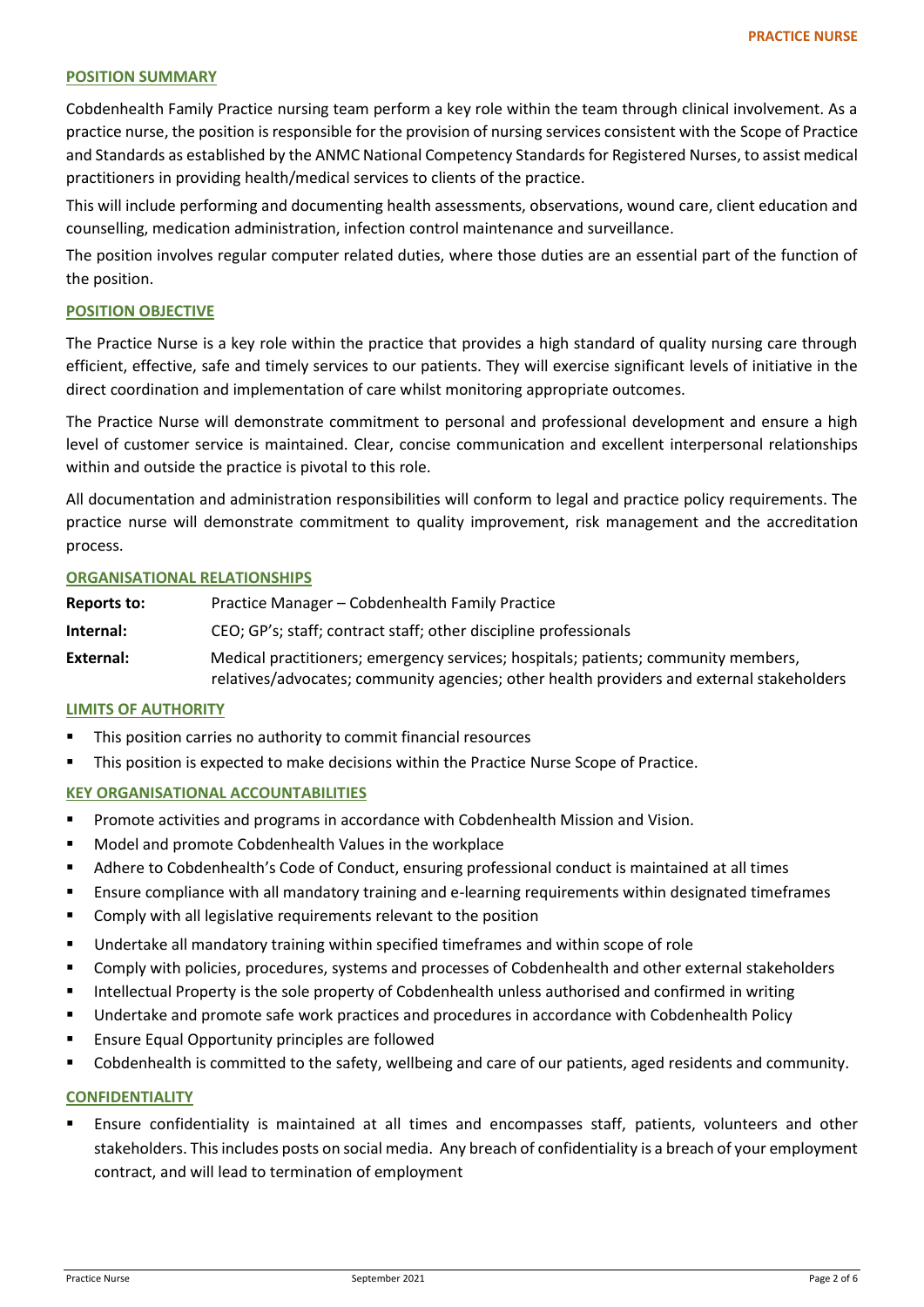## POSITION SUMMARY

Cobdenhealth Family Practice nursing team perform a key role within the team through clinical involvement. As a practice nurse, the position is responsible for the provision of nursing services consistent with the Scope of Practice and Standards as established by the ANMC National Competency Standards for Registered Nurses, to assist medical practitioners in providing health/medical services to clients of the practice.

This will include performing and documenting health assessments, observations, wound care, client education and counselling, medication administration, infection control maintenance and surveillance.

The position involves regular computer related duties, where those duties are an essential part of the function of the position.

## POSITION OBJECTIVE

The Practice Nurse is a key role within the practice that provides a high standard of quality nursing care through efficient, effective, safe and timely services to our patients. They will exercise significant levels of initiative in the direct coordination and implementation of care whilst monitoring appropriate outcomes.

The Practice Nurse will demonstrate commitment to personal and professional development and ensure a high level of customer service is maintained. Clear, concise communication and excellent interpersonal relationships within and outside the practice is pivotal to this role.

All documentation and administration responsibilities will conform to legal and practice policy requirements. The practice nurse will demonstrate commitment to quality improvement, risk management and the accreditation process.

## ORGANISATIONAL RELATIONSHIPS

| | |
|---|---|
| **Reports to:** | Practice Manager – Cobdenhealth Family Practice |
| **Internal:** | CEO; GP's; staff; contract staff; other discipline professionals |
| **External:** | Medical practitioners; emergency services; hospitals; patients; community members, relatives/advocates; community agencies; other health providers and external stakeholders |

## LIMITS OF AUTHORITY

- This position carries no authority to commit financial resources
- This position is expected to make decisions within the Practice Nurse Scope of Practice.

## KEY ORGANISATIONAL ACCOUNTABILITIES

- Promote activities and programs in accordance with Cobdenhealth Mission and Vision.
- Model and promote Cobdenhealth Values in the workplace
- Adhere to Cobdenhealth's Code of Conduct, ensuring professional conduct is maintained at all times
- Ensure compliance with all mandatory training and e-learning requirements within designated timeframes
- Comply with all legislative requirements relevant to the position
- Undertake all mandatory training within specified timeframes and within scope of role
- Comply with policies, procedures, systems and processes of Cobdenhealth and other external stakeholders
- Intellectual Property is the sole property of Cobdenhealth unless authorised and confirmed in writing
- Undertake and promote safe work practices and procedures in accordance with Cobdenhealth Policy
- Ensure Equal Opportunity principles are followed
- Cobdenhealth is committed to the safety, wellbeing and care of our patients, aged residents and community.

## CONFIDENTIALITY

- Ensure confidentiality is maintained at all times and encompasses staff, patients, volunteers and other stakeholders. This includes posts on social media. Any breach of confidentiality is a breach of your employment contract, and will lead to termination of employment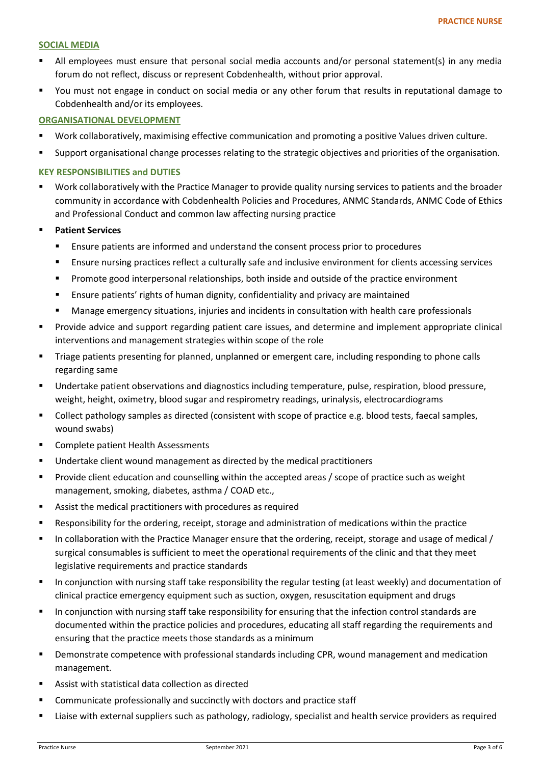## SOCIAL MEDIA

- All employees must ensure that personal social media accounts and/or personal statement(s) in any media forum do not reflect, discuss or represent Cobdenhealth, without prior approval.
- You must not engage in conduct on social media or any other forum that results in reputational damage to Cobdenhealth and/or its employees.

## ORGANISATIONAL DEVELOPMENT

- Work collaboratively, maximising effective communication and promoting a positive Values driven culture.
- Support organisational change processes relating to the strategic objectives and priorities of the organisation.

## KEY RESPONSIBILITIES and DUTIES

- Work collaboratively with the Practice Manager to provide quality nursing services to patients and the broader community in accordance with Cobdenhealth Policies and Procedures, ANMC Standards, ANMC Code of Ethics and Professional Conduct and common law affecting nursing practice
- **Patient Services**
  - Ensure patients are informed and understand the consent process prior to procedures
  - Ensure nursing practices reflect a culturally safe and inclusive environment for clients accessing services
  - Promote good interpersonal relationships, both inside and outside of the practice environment
  - Ensure patients' rights of human dignity, confidentiality and privacy are maintained
  - Manage emergency situations, injuries and incidents in consultation with health care professionals
- Provide advice and support regarding patient care issues, and determine and implement appropriate clinical interventions and management strategies within scope of the role
- Triage patients presenting for planned, unplanned or emergent care, including responding to phone calls regarding same
- Undertake patient observations and diagnostics including temperature, pulse, respiration, blood pressure, weight, height, oximetry, blood sugar and respirometry readings, urinalysis, electrocardiograms
- Collect pathology samples as directed (consistent with scope of practice e.g. blood tests, faecal samples, wound swabs)
- Complete patient Health Assessments
- Undertake client wound management as directed by the medical practitioners
- Provide client education and counselling within the accepted areas / scope of practice such as weight management, smoking, diabetes, asthma / COAD etc.,
- Assist the medical practitioners with procedures as required
- Responsibility for the ordering, receipt, storage and administration of medications within the practice
- In collaboration with the Practice Manager ensure that the ordering, receipt, storage and usage of medical / surgical consumables is sufficient to meet the operational requirements of the clinic and that they meet legislative requirements and practice standards
- In conjunction with nursing staff take responsibility the regular testing (at least weekly) and documentation of clinical practice emergency equipment such as suction, oxygen, resuscitation equipment and drugs
- In conjunction with nursing staff take responsibility for ensuring that the infection control standards are documented within the practice policies and procedures, educating all staff regarding the requirements and ensuring that the practice meets those standards as a minimum
- Demonstrate competence with professional standards including CPR, wound management and medication management.
- Assist with statistical data collection as directed
- Communicate professionally and succinctly with doctors and practice staff
- Liaise with external suppliers such as pathology, radiology, specialist and health service providers as required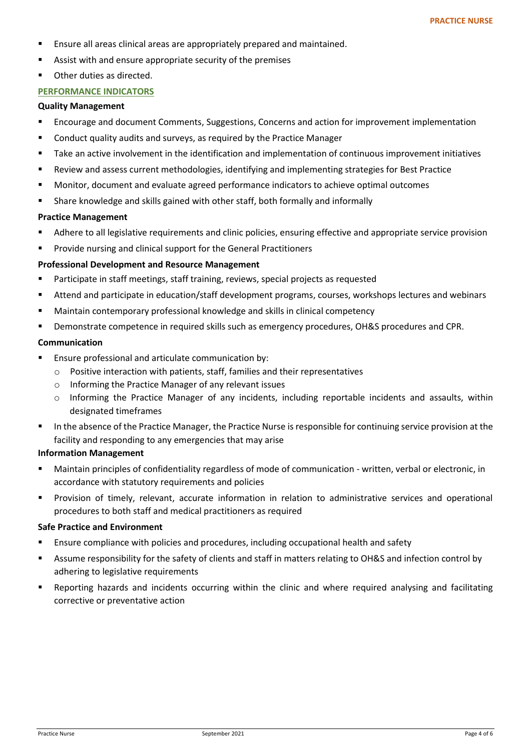- Ensure all areas clinical areas are appropriately prepared and maintained.
- Assist with and ensure appropriate security of the premises
- Other duties as directed.

## PERFORMANCE INDICATORS

### Quality Management

- Encourage and document Comments, Suggestions, Concerns and action for improvement implementation
- Conduct quality audits and surveys, as required by the Practice Manager
- Take an active involvement in the identification and implementation of continuous improvement initiatives
- Review and assess current methodologies, identifying and implementing strategies for Best Practice
- Monitor, document and evaluate agreed performance indicators to achieve optimal outcomes
- Share knowledge and skills gained with other staff, both formally and informally

### Practice Management

- Adhere to all legislative requirements and clinic policies, ensuring effective and appropriate service provision
- Provide nursing and clinical support for the General Practitioners

### Professional Development and Resource Management

- Participate in staff meetings, staff training, reviews, special projects as requested
- Attend and participate in education/staff development programs, courses, workshops lectures and webinars
- Maintain contemporary professional knowledge and skills in clinical competency
- Demonstrate competence in required skills such as emergency procedures, OH&S procedures and CPR.

### Communication

- Ensure professional and articulate communication by:
  - Positive interaction with patients, staff, families and their representatives
  - Informing the Practice Manager of any relevant issues
  - Informing the Practice Manager of any incidents, including reportable incidents and assaults, within designated timeframes
- In the absence of the Practice Manager, the Practice Nurse is responsible for continuing service provision at the facility and responding to any emergencies that may arise

### Information Management

- Maintain principles of confidentiality regardless of mode of communication - written, verbal or electronic, in accordance with statutory requirements and policies
- Provision of timely, relevant, accurate information in relation to administrative services and operational procedures to both staff and medical practitioners as required

### Safe Practice and Environment

- Ensure compliance with policies and procedures, including occupational health and safety
- Assume responsibility for the safety of clients and staff in matters relating to OH&S and infection control by adhering to legislative requirements
- Reporting hazards and incidents occurring within the clinic and where required analysing and facilitating corrective or preventative action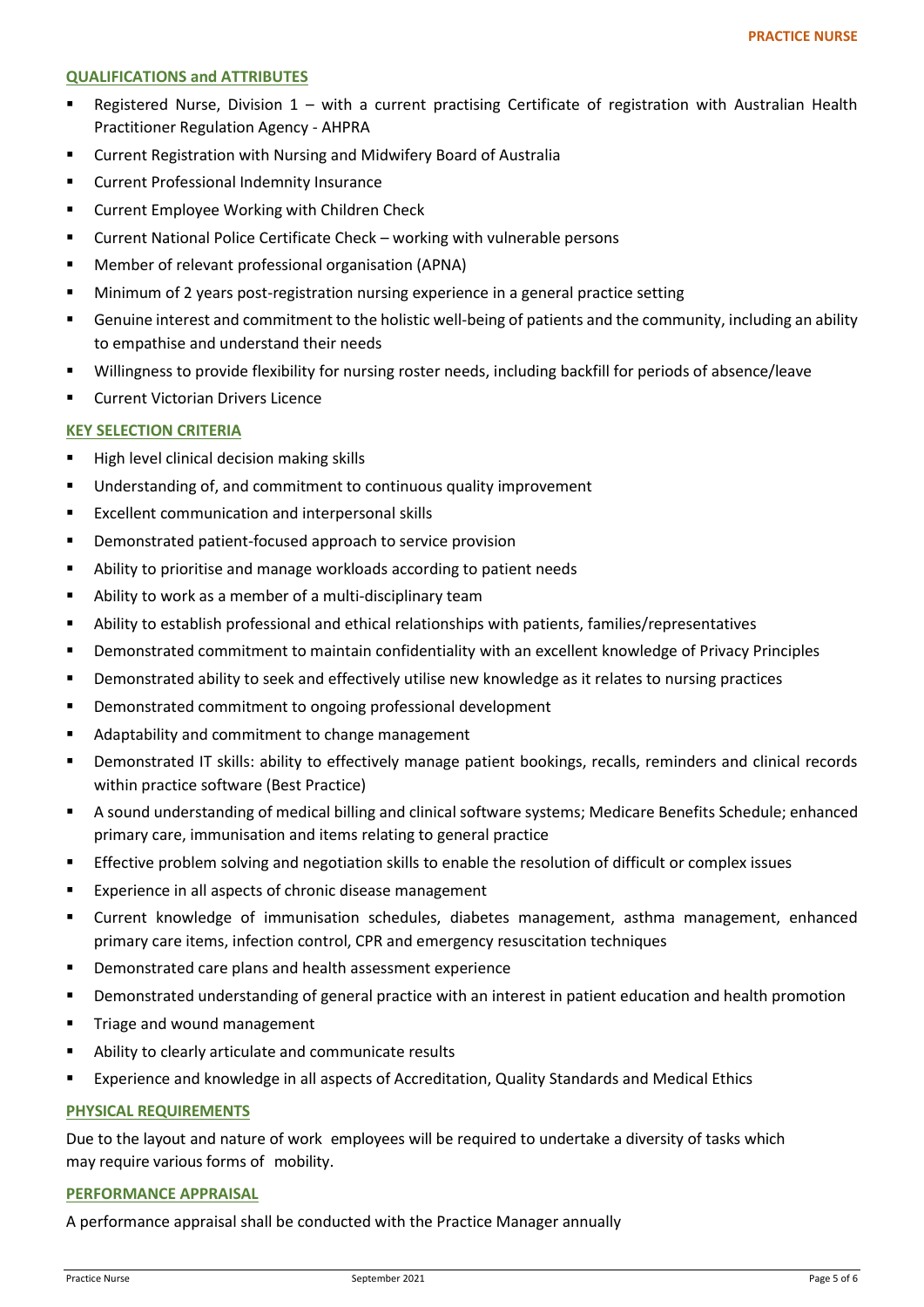## QUALIFICATIONS and ATTRIBUTES

- Registered Nurse, Division 1 – with a current practising Certificate of registration with Australian Health Practitioner Regulation Agency - AHPRA
- Current Registration with Nursing and Midwifery Board of Australia
- Current Professional Indemnity Insurance
- Current Employee Working with Children Check
- Current National Police Certificate Check – working with vulnerable persons
- Member of relevant professional organisation (APNA)
- Minimum of 2 years post-registration nursing experience in a general practice setting
- Genuine interest and commitment to the holistic well-being of patients and the community, including an ability to empathise and understand their needs
- Willingness to provide flexibility for nursing roster needs, including backfill for periods of absence/leave
- Current Victorian Drivers Licence

## KEY SELECTION CRITERIA

- High level clinical decision making skills
- Understanding of, and commitment to continuous quality improvement
- Excellent communication and interpersonal skills
- Demonstrated patient-focused approach to service provision
- Ability to prioritise and manage workloads according to patient needs
- Ability to work as a member of a multi-disciplinary team
- Ability to establish professional and ethical relationships with patients, families/representatives
- Demonstrated commitment to maintain confidentiality with an excellent knowledge of Privacy Principles
- Demonstrated ability to seek and effectively utilise new knowledge as it relates to nursing practices
- Demonstrated commitment to ongoing professional development
- Adaptability and commitment to change management
- Demonstrated IT skills: ability to effectively manage patient bookings, recalls, reminders and clinical records within practice software (Best Practice)
- A sound understanding of medical billing and clinical software systems; Medicare Benefits Schedule; enhanced primary care, immunisation and items relating to general practice
- Effective problem solving and negotiation skills to enable the resolution of difficult or complex issues
- Experience in all aspects of chronic disease management
- Current knowledge of immunisation schedules, diabetes management, asthma management, enhanced primary care items, infection control, CPR and emergency resuscitation techniques
- Demonstrated care plans and health assessment experience
- Demonstrated understanding of general practice with an interest in patient education and health promotion
- Triage and wound management
- Ability to clearly articulate and communicate results
- Experience and knowledge in all aspects of Accreditation, Quality Standards and Medical Ethics

## PHYSICAL REQUIREMENTS

Due to the layout and nature of work employees will be required to undertake a diversity of tasks which may require various forms of mobility.

## PERFORMANCE APPRAISAL

A performance appraisal shall be conducted with the Practice Manager annually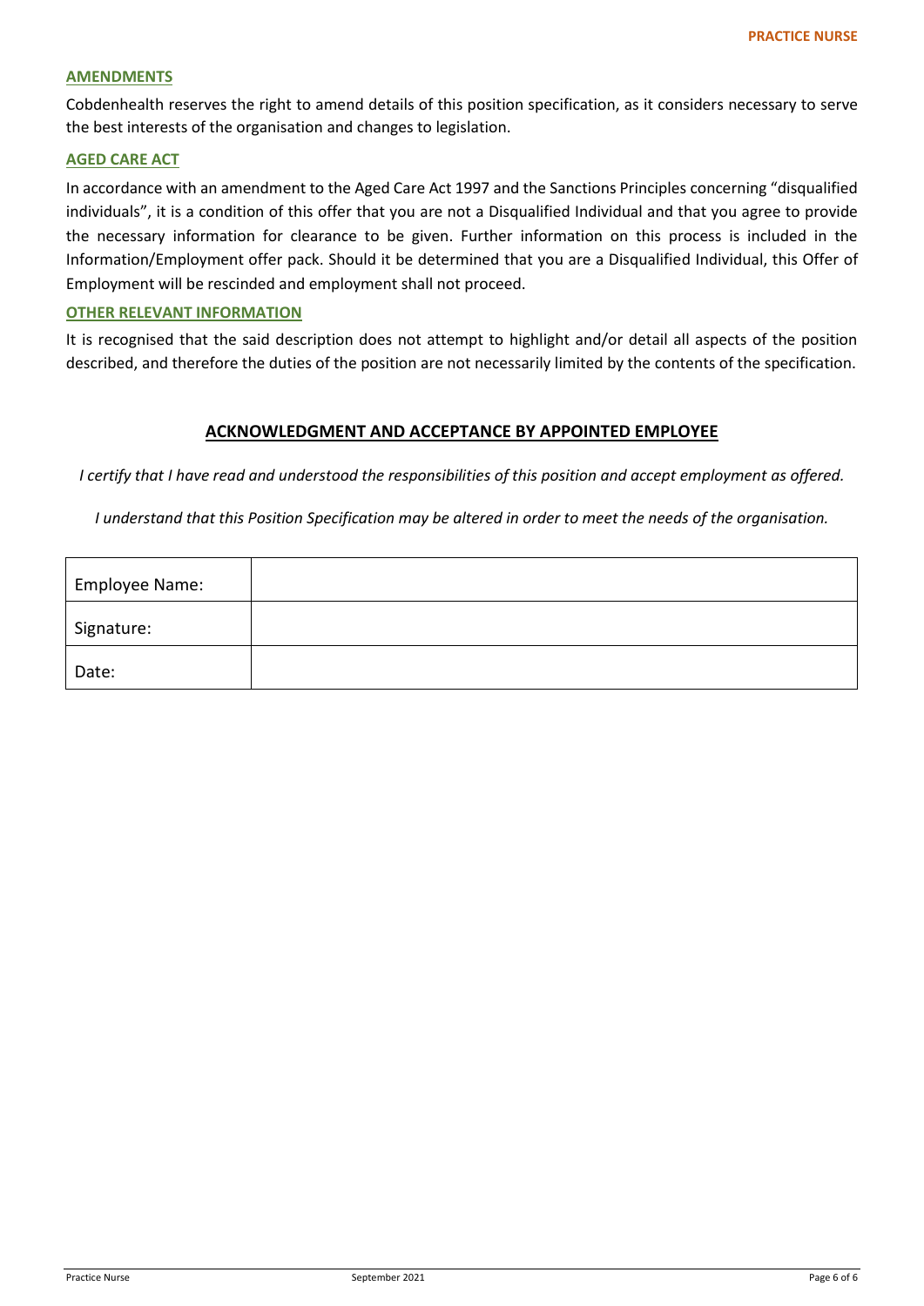## AMENDMENTS

Cobdenhealth reserves the right to amend details of this position specification, as it considers necessary to serve the best interests of the organisation and changes to legislation.

## AGED CARE ACT

In accordance with an amendment to the Aged Care Act 1997 and the Sanctions Principles concerning "disqualified individuals", it is a condition of this offer that you are not a Disqualified Individual and that you agree to provide the necessary information for clearance to be given. Further information on this process is included in the Information/Employment offer pack. Should it be determined that you are a Disqualified Individual, this Offer of Employment will be rescinded and employment shall not proceed.

## OTHER RELEVANT INFORMATION

It is recognised that the said description does not attempt to highlight and/or detail all aspects of the position described, and therefore the duties of the position are not necessarily limited by the contents of the specification.

## ACKNOWLEDGMENT AND ACCEPTANCE BY APPOINTED EMPLOYEE

*I certify that I have read and understood the responsibilities of this position and accept employment as offered.*

*I understand that this Position Specification may be altered in order to meet the needs of the organisation.*

| | |
|---|---|
| Employee Name: | |
| Signature: | |
| Date: | |